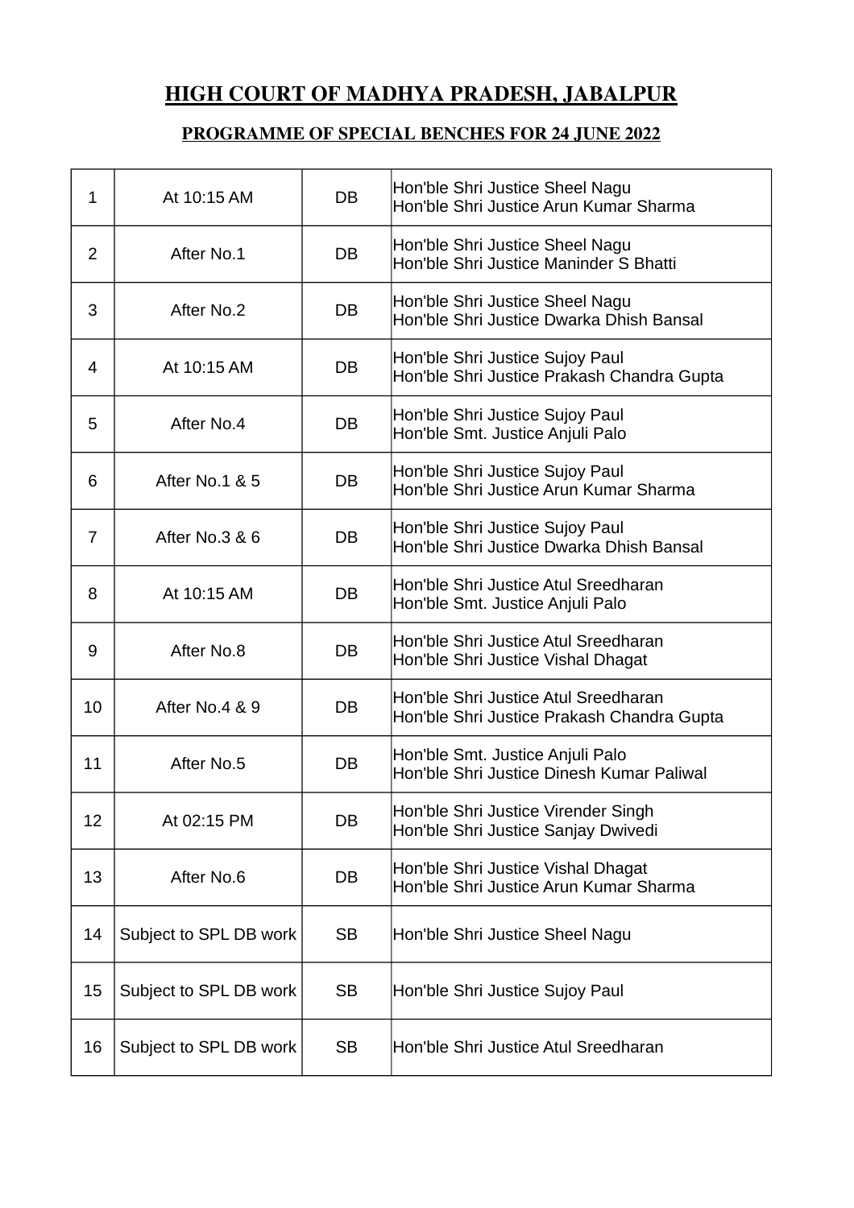# HIGH COURT OF MADHYA PRADESH, JABALPUR

## PROGRAMME OF SPECIAL BENCHES FOR 24 JUNE 2022

| | | | |
|---|---|---|---|
| 1 | At 10:15 AM | DB | Hon'ble Shri Justice Sheel Nagu<br>Hon'ble Shri Justice Arun Kumar Sharma |
| 2 | After No.1 | DB | Hon'ble Shri Justice Sheel Nagu<br>Hon'ble Shri Justice Maninder S Bhatti |
| 3 | After No.2 | DB | Hon'ble Shri Justice Sheel Nagu<br>Hon'ble Shri Justice Dwarka Dhish Bansal |
| 4 | At 10:15 AM | DB | Hon'ble Shri Justice Sujoy Paul<br>Hon'ble Shri Justice Prakash Chandra Gupta |
| 5 | After No.4 | DB | Hon'ble Shri Justice Sujoy Paul<br>Hon'ble Smt. Justice Anjuli Palo |
| 6 | After No.1 & 5 | DB | Hon'ble Shri Justice Sujoy Paul<br>Hon'ble Shri Justice Arun Kumar Sharma |
| 7 | After No.3 & 6 | DB | Hon'ble Shri Justice Sujoy Paul<br>Hon'ble Shri Justice Dwarka Dhish Bansal |
| 8 | At 10:15 AM | DB | Hon'ble Shri Justice Atul Sreedharan<br>Hon'ble Smt. Justice Anjuli Palo |
| 9 | After No.8 | DB | Hon'ble Shri Justice Atul Sreedharan<br>Hon'ble Shri Justice Vishal Dhagat |
| 10 | After No.4 & 9 | DB | Hon'ble Shri Justice Atul Sreedharan<br>Hon'ble Shri Justice Prakash Chandra Gupta |
| 11 | After No.5 | DB | Hon'ble Smt. Justice Anjuli Palo<br>Hon'ble Shri Justice Dinesh Kumar Paliwal |
| 12 | At 02:15 PM | DB | Hon'ble Shri Justice Virender Singh<br>Hon'ble Shri Justice Sanjay Dwivedi |
| 13 | After No.6 | DB | Hon'ble Shri Justice Vishal Dhagat<br>Hon'ble Shri Justice Arun Kumar Sharma |
| 14 | Subject to SPL DB work | SB | Hon'ble Shri Justice Sheel Nagu |
| 15 | Subject to SPL DB work | SB | Hon'ble Shri Justice Sujoy Paul |
| 16 | Subject to SPL DB work | SB | Hon'ble Shri Justice Atul Sreedharan |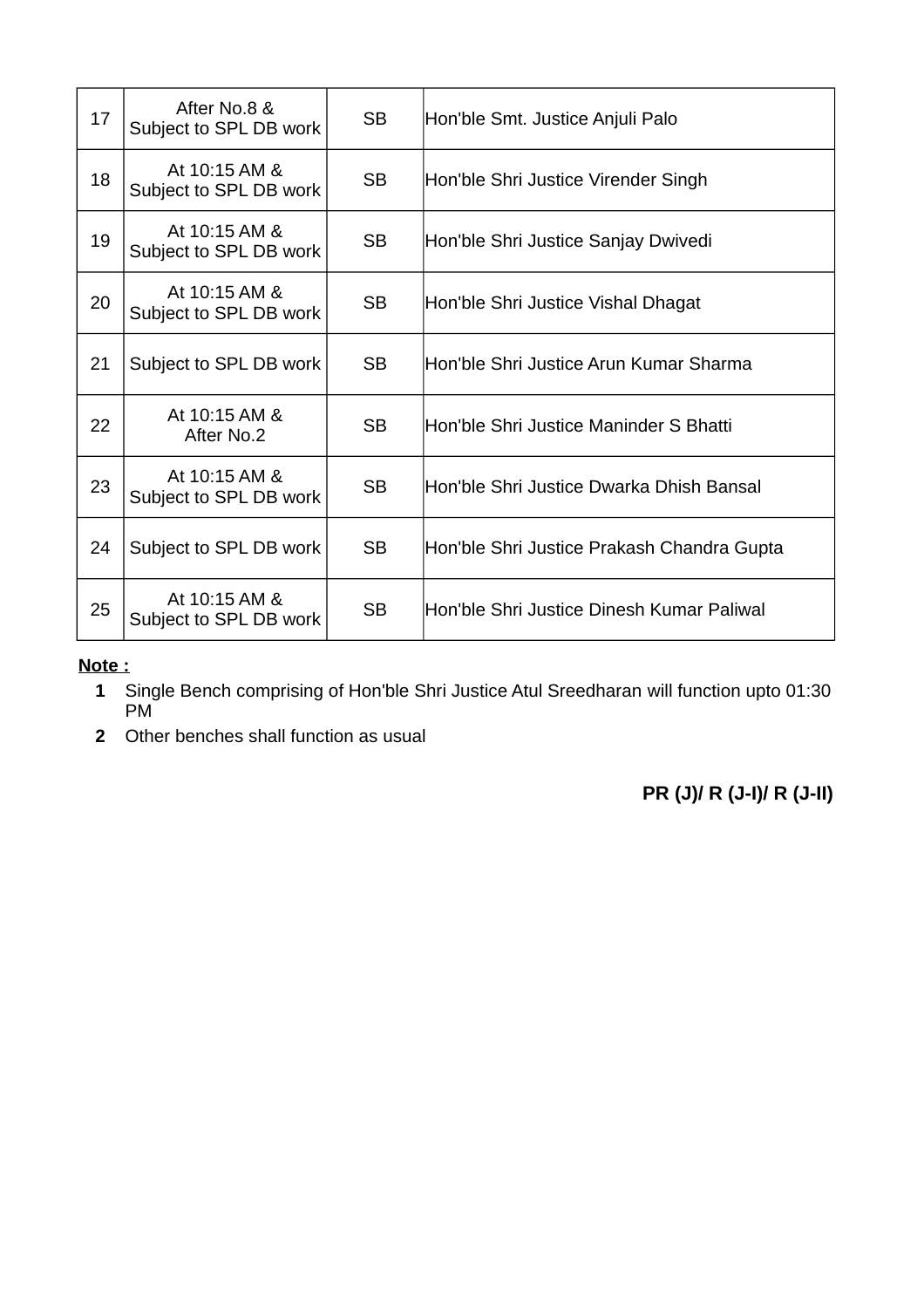| | | | |
|---|---|---|---|
| 17 | After No.8 & Subject to SPL DB work | SB | Hon'ble Smt. Justice Anjuli Palo |
| 18 | At 10:15 AM & Subject to SPL DB work | SB | Hon'ble Shri Justice Virender Singh |
| 19 | At 10:15 AM & Subject to SPL DB work | SB | Hon'ble Shri Justice Sanjay Dwivedi |
| 20 | At 10:15 AM & Subject to SPL DB work | SB | Hon'ble Shri Justice Vishal Dhagat |
| 21 | Subject to SPL DB work | SB | Hon'ble Shri Justice Arun Kumar Sharma |
| 22 | At 10:15 AM & After No.2 | SB | Hon'ble Shri Justice Maninder S Bhatti |
| 23 | At 10:15 AM & Subject to SPL DB work | SB | Hon'ble Shri Justice Dwarka Dhish Bansal |
| 24 | Subject to SPL DB work | SB | Hon'ble Shri Justice Prakash Chandra Gupta |
| 25 | At 10:15 AM & Subject to SPL DB work | SB | Hon'ble Shri Justice Dinesh Kumar Paliwal |

**Note :**

1. Single Bench comprising of Hon'ble Shri Justice Atul Sreedharan will function upto 01:30 PM
2. Other benches shall function as usual

**PR (J)/ R (J-I)/ R (J-II)**